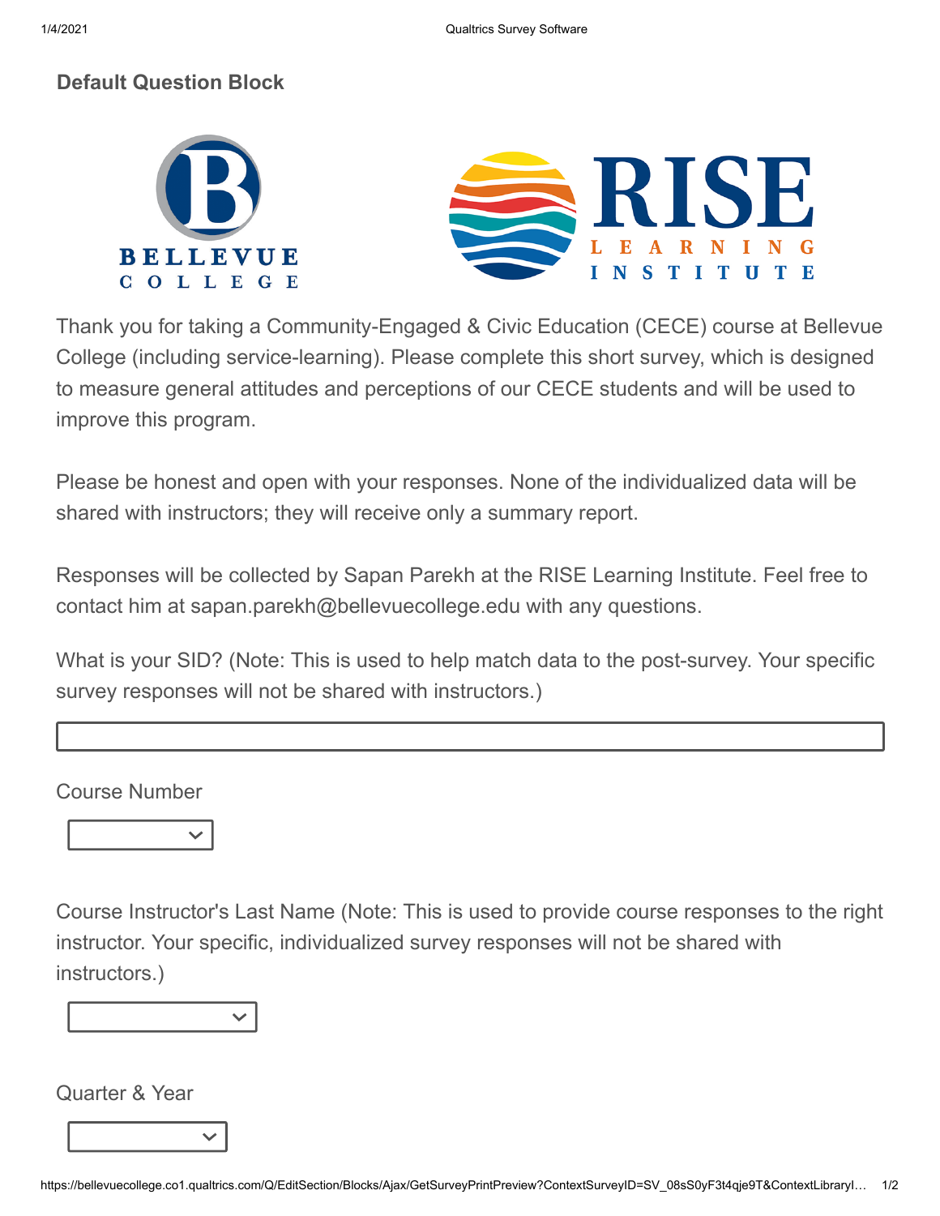## Default Question Block

BELLEVUE COLLEGE

RISE LEARNING INSTITUTE

Thank you for taking a Community-Engaged & Civic Education (CECE) course at Bellevue College (including service-learning). Please complete this short survey, which is designed to measure general attitudes and perceptions of our CECE students and will be used to improve this program.

Please be honest and open with your responses. None of the individualized data will be shared with instructors; they will receive only a summary report.

Responses will be collected by Sapan Parekh at the RISE Learning Institute. Feel free to contact him at sapan.parekh@bellevuecollege.edu with any questions.

What is your SID? (Note: This is used to help match data to the post-survey. Your specific survey responses will not be shared with instructors.)

Course Number

Course Instructor's Last Name (Note: This is used to provide course responses to the right instructor. Your specific, individualized survey responses will not be shared with instructors.)

Quarter & Year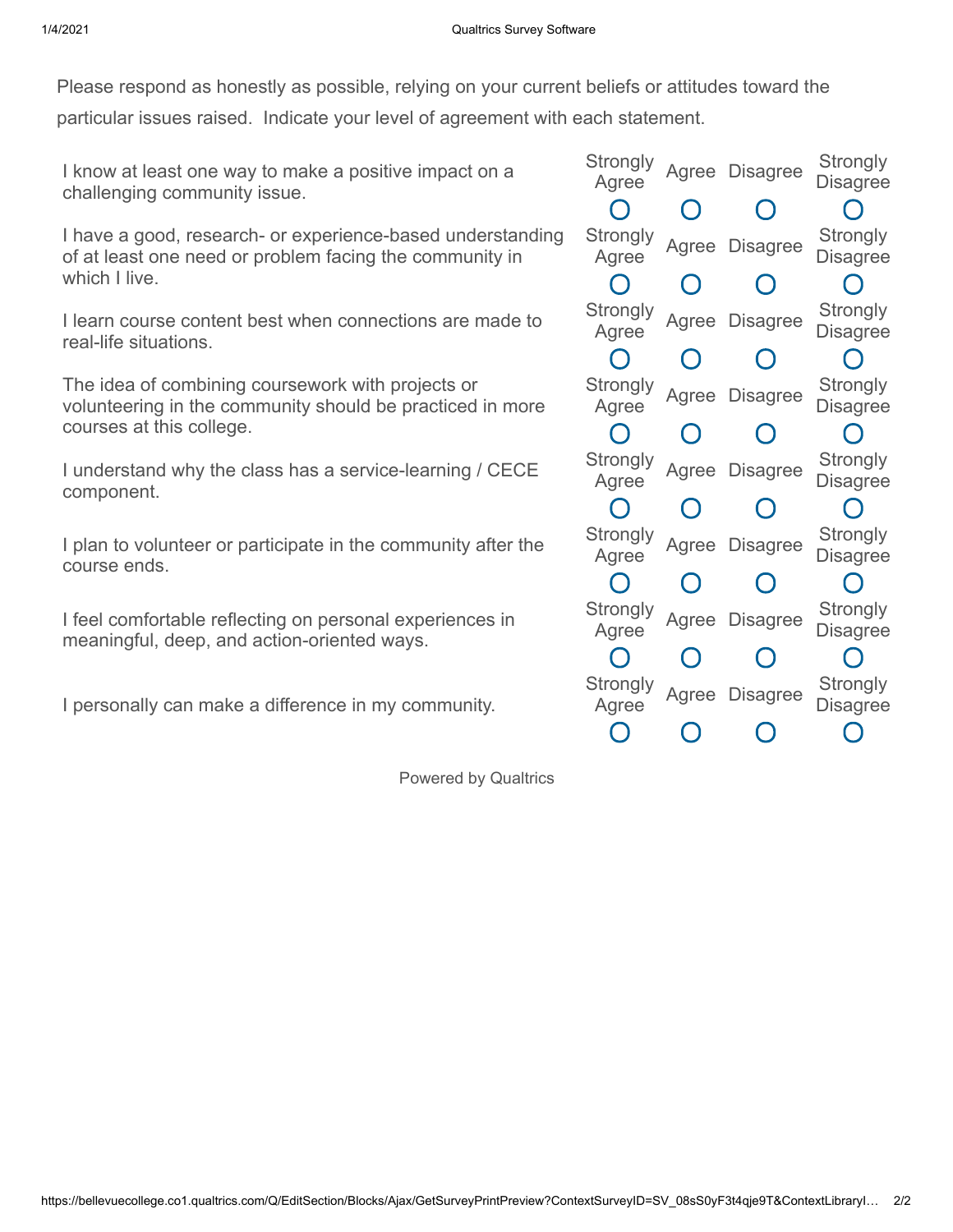Please respond as honestly as possible, relying on your current beliefs or attitudes toward the particular issues raised. Indicate your level of agreement with each statement.

| | Strongly Agree | Agree | Disagree | Strongly Disagree |
|---|---|---|---|---|
| I know at least one way to make a positive impact on a challenging community issue. | O | O | O | O |
| I have a good, research- or experience-based understanding of at least one need or problem facing the community in which I live. | O | O | O | O |
| I learn course content best when connections are made to real-life situations. | O | O | O | O |
| The idea of combining coursework with projects or volunteering in the community should be practiced in more courses at this college. | O | O | O | O |
| I understand why the class has a service-learning / CECE component. | O | O | O | O |
| I plan to volunteer or participate in the community after the course ends. | O | O | O | O |
| I feel comfortable reflecting on personal experiences in meaningful, deep, and action-oriented ways. | O | O | O | O |
| I personally can make a difference in my community. | O | O | O | O |

Powered by Qualtrics